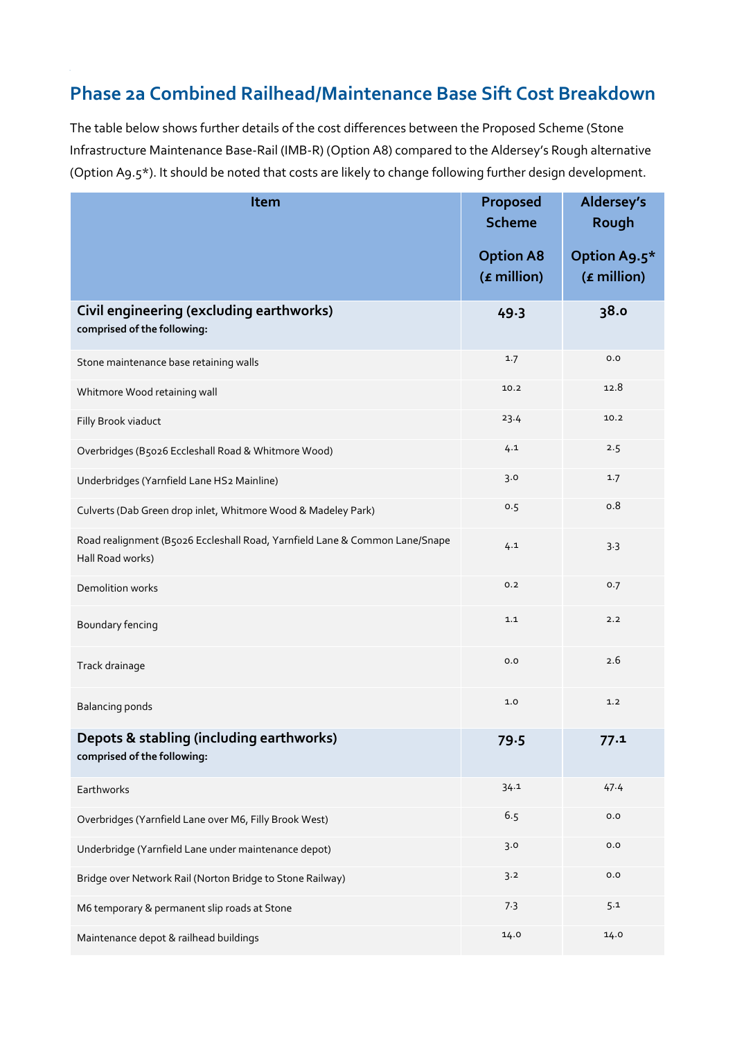## Phase 2a Combined Railhead/Maintenance Base Sift Cost Breakdown

The table below shows further details of the cost differences between the Proposed Scheme (Stone Infrastructure Maintenance Base-Rail (IMB-R) (Option A8) compared to the Aldersey's Rough alternative (Option A9.5*). It should be noted that costs are likely to change following further design development.

| Item | Proposed Scheme Option A8 (£ million) | Aldersey's Rough Option A9.5* (£ million) |
|---|---|---|
| **Civil engineering (excluding earthworks)** **comprised of the following:** | **49.3** | **38.0** |
| Stone maintenance base retaining walls | 1.7 | 0.0 |
| Whitmore Wood retaining wall | 10.2 | 12.8 |
| Filly Brook viaduct | 23.4 | 10.2 |
| Overbridges (B5026 Eccleshall Road & Whitmore Wood) | 4.1 | 2.5 |
| Underbridges (Yarnfield Lane HS2 Mainline) | 3.0 | 1.7 |
| Culverts (Dab Green drop inlet, Whitmore Wood & Madeley Park) | 0.5 | 0.8 |
| Road realignment (B5026 Eccleshall Road, Yarnfield Lane & Common Lane/Snape Hall Road works) | 4.1 | 3.3 |
| Demolition works | 0.2 | 0.7 |
| Boundary fencing | 1.1 | 2.2 |
| Track drainage | 0.0 | 2.6 |
| Balancing ponds | 1.0 | 1.2 |
| **Depots & stabling (including earthworks)** **comprised of the following:** | **79.5** | **77.1** |
| Earthworks | 34.1 | 47.4 |
| Overbridges (Yarnfield Lane over M6, Filly Brook West) | 6.5 | 0.0 |
| Underbridge (Yarnfield Lane under maintenance depot) | 3.0 | 0.0 |
| Bridge over Network Rail (Norton Bridge to Stone Railway) | 3.2 | 0.0 |
| M6 temporary & permanent slip roads at Stone | 7.3 | 5.1 |
| Maintenance depot & railhead buildings | 14.0 | 14.0 |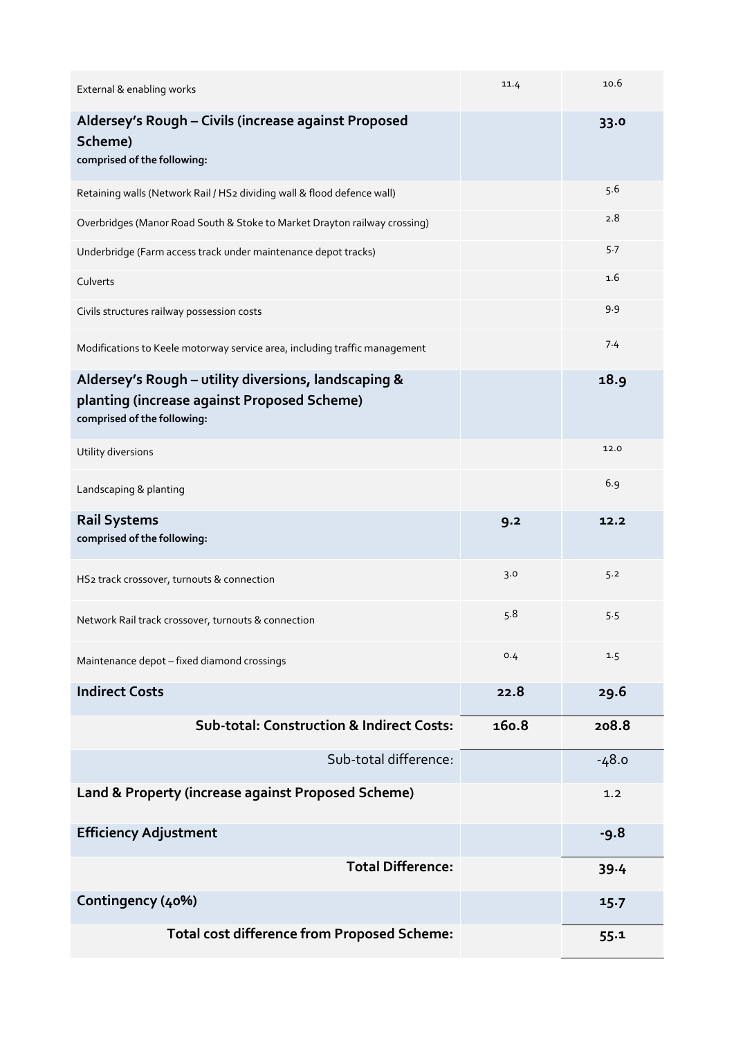| | | |
|---|---|---|
| External & enabling works | 11.4 | 10.6 |
| **Aldersey's Rough – Civils (increase against Proposed Scheme)** **comprised of the following:** | | **33.0** |
| Retaining walls (Network Rail / HS2 dividing wall & flood defence wall) | | 5.6 |
| Overbridges (Manor Road South & Stoke to Market Drayton railway crossing) | | 2.8 |
| Underbridge (Farm access track under maintenance depot tracks) | | 5.7 |
| Culverts | | 1.6 |
| Civils structures railway possession costs | | 9.9 |
| Modifications to Keele motorway service area, including traffic management | | 7.4 |
| **Aldersey's Rough – utility diversions, landscaping & planting (increase against Proposed Scheme)** **comprised of the following:** | | **18.9** |
| Utility diversions | | 12.0 |
| Landscaping & planting | | 6.9 |
| **Rail Systems** **comprised of the following:** | **9.2** | **12.2** |
| HS2 track crossover, turnouts & connection | 3.0 | 5.2 |
| Network Rail track crossover, turnouts & connection | 5.8 | 5.5 |
| Maintenance depot – fixed diamond crossings | 0.4 | 1.5 |
| **Indirect Costs** | **22.8** | **29.6** |
| **Sub-total: Construction & Indirect Costs:** | **160.8** | **208.8** |
| Sub-total difference: | | -48.0 |
| **Land & Property (increase against Proposed Scheme)** | | 1.2 |
| **Efficiency Adjustment** | | **-9.8** |
| **Total Difference:** | | **39.4** |
| **Contingency (40%)** | | **15.7** |
| **Total cost difference from Proposed Scheme:** | | **55.1** |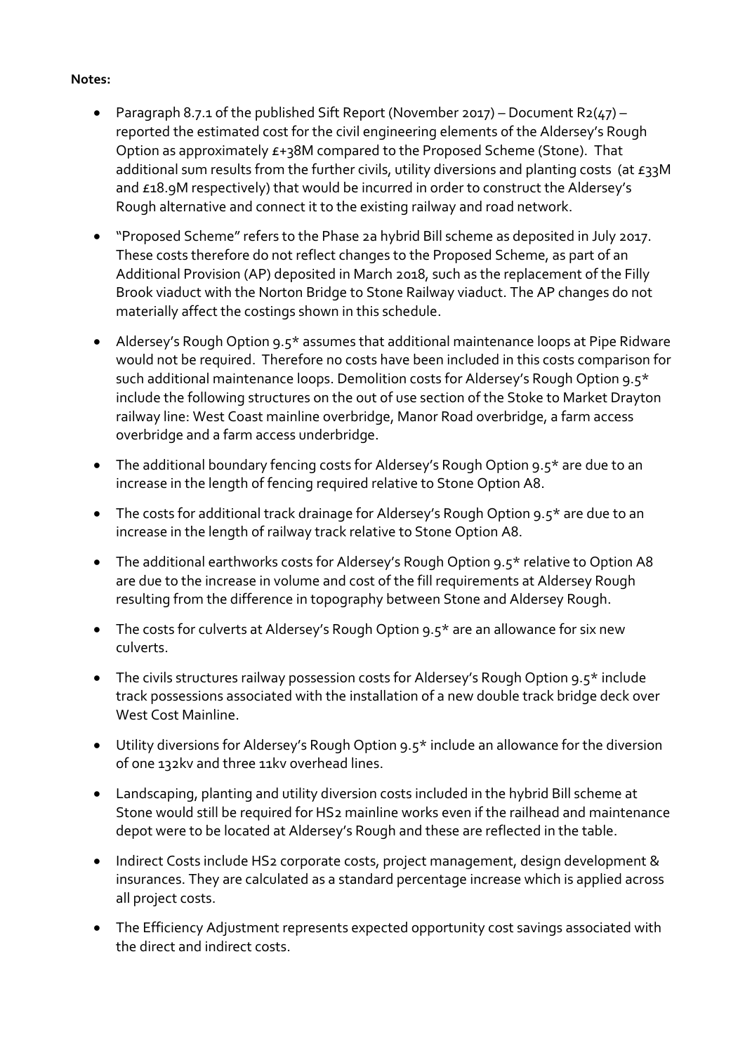**Notes:**

- Paragraph 8.7.1 of the published Sift Report (November 2017) – Document R2(47) – reported the estimated cost for the civil engineering elements of the Aldersey's Rough Option as approximately £+38M compared to the Proposed Scheme (Stone). That additional sum results from the further civils, utility diversions and planting costs (at £33M and £18.9M respectively) that would be incurred in order to construct the Aldersey's Rough alternative and connect it to the existing railway and road network.
- "Proposed Scheme" refers to the Phase 2a hybrid Bill scheme as deposited in July 2017. These costs therefore do not reflect changes to the Proposed Scheme, as part of an Additional Provision (AP) deposited in March 2018, such as the replacement of the Filly Brook viaduct with the Norton Bridge to Stone Railway viaduct. The AP changes do not materially affect the costings shown in this schedule.
- Aldersey's Rough Option 9.5* assumes that additional maintenance loops at Pipe Ridware would not be required. Therefore no costs have been included in this costs comparison for such additional maintenance loops. Demolition costs for Aldersey's Rough Option 9.5* include the following structures on the out of use section of the Stoke to Market Drayton railway line: West Coast mainline overbridge, Manor Road overbridge, a farm access overbridge and a farm access underbridge.
- The additional boundary fencing costs for Aldersey's Rough Option 9.5* are due to an increase in the length of fencing required relative to Stone Option A8.
- The costs for additional track drainage for Aldersey's Rough Option 9.5* are due to an increase in the length of railway track relative to Stone Option A8.
- The additional earthworks costs for Aldersey's Rough Option 9.5* relative to Option A8 are due to the increase in volume and cost of the fill requirements at Aldersey Rough resulting from the difference in topography between Stone and Aldersey Rough.
- The costs for culverts at Aldersey's Rough Option 9.5* are an allowance for six new culverts.
- The civils structures railway possession costs for Aldersey's Rough Option 9.5* include track possessions associated with the installation of a new double track bridge deck over West Cost Mainline.
- Utility diversions for Aldersey's Rough Option 9.5* include an allowance for the diversion of one 132kv and three 11kv overhead lines.
- Landscaping, planting and utility diversion costs included in the hybrid Bill scheme at Stone would still be required for HS2 mainline works even if the railhead and maintenance depot were to be located at Aldersey's Rough and these are reflected in the table.
- Indirect Costs include HS2 corporate costs, project management, design development & insurances. They are calculated as a standard percentage increase which is applied across all project costs.
- The Efficiency Adjustment represents expected opportunity cost savings associated with the direct and indirect costs.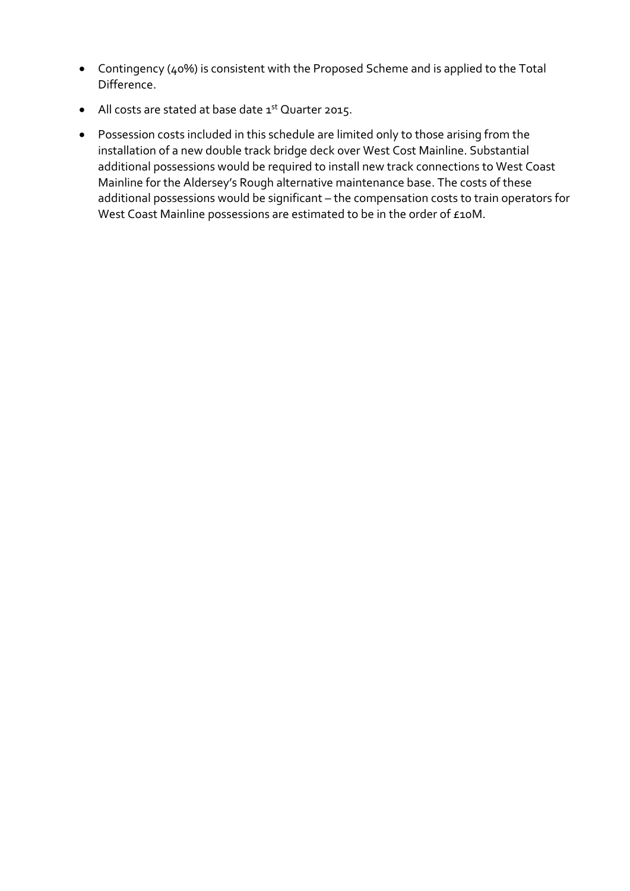- Contingency (40%) is consistent with the Proposed Scheme and is applied to the Total Difference.
- All costs are stated at base date 1st Quarter 2015.
- Possession costs included in this schedule are limited only to those arising from the installation of a new double track bridge deck over West Cost Mainline. Substantial additional possessions would be required to install new track connections to West Coast Mainline for the Aldersey's Rough alternative maintenance base. The costs of these additional possessions would be significant – the compensation costs to train operators for West Coast Mainline possessions are estimated to be in the order of £10M.